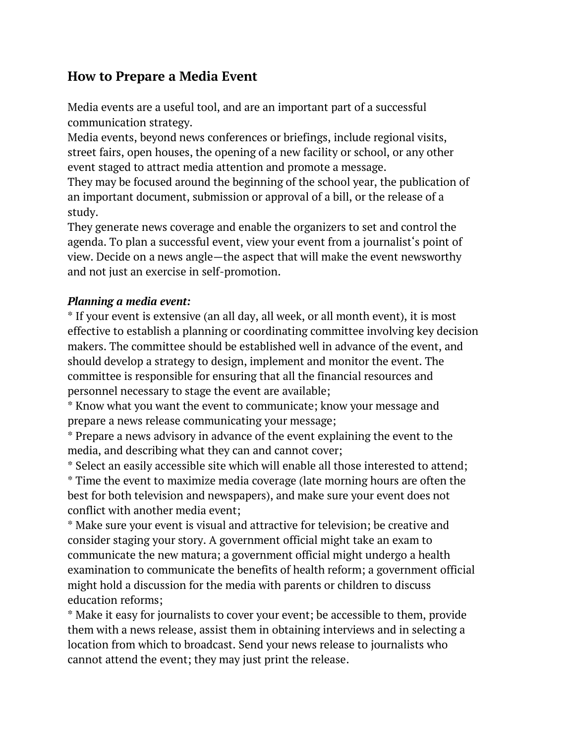## How to Prepare a Media Event

Media events are a useful tool, and are an important part of a successful communication strategy.

Media events, beyond news conferences or briefings, include regional visits, street fairs, open houses, the opening of a new facility or school, or any other event staged to attract media attention and promote a message.

They may be focused around the beginning of the school year, the publication of an important document, submission or approval of a bill, or the release of a study.

They generate news coverage and enable the organizers to set and control the agenda. To plan a successful event, view your event from a journalist's point of view. Decide on a news angle—the aspect that will make the event newsworthy and not just an exercise in self-promotion.

***Planning a media event:***

* If your event is extensive (an all day, all week, or all month event), it is most effective to establish a planning or coordinating committee involving key decision makers. The committee should be established well in advance of the event, and should develop a strategy to design, implement and monitor the event. The committee is responsible for ensuring that all the financial resources and personnel necessary to stage the event are available;
* Know what you want the event to communicate; know your message and prepare a news release communicating your message;
* Prepare a news advisory in advance of the event explaining the event to the media, and describing what they can and cannot cover;
* Select an easily accessible site which will enable all those interested to attend;
* Time the event to maximize media coverage (late morning hours are often the best for both television and newspapers), and make sure your event does not conflict with another media event;
* Make sure your event is visual and attractive for television; be creative and consider staging your story. A government official might take an exam to communicate the new matura; a government official might undergo a health examination to communicate the benefits of health reform; a government official might hold a discussion for the media with parents or children to discuss education reforms;
* Make it easy for journalists to cover your event; be accessible to them, provide them with a news release, assist them in obtaining interviews and in selecting a location from which to broadcast. Send your news release to journalists who cannot attend the event; they may just print the release.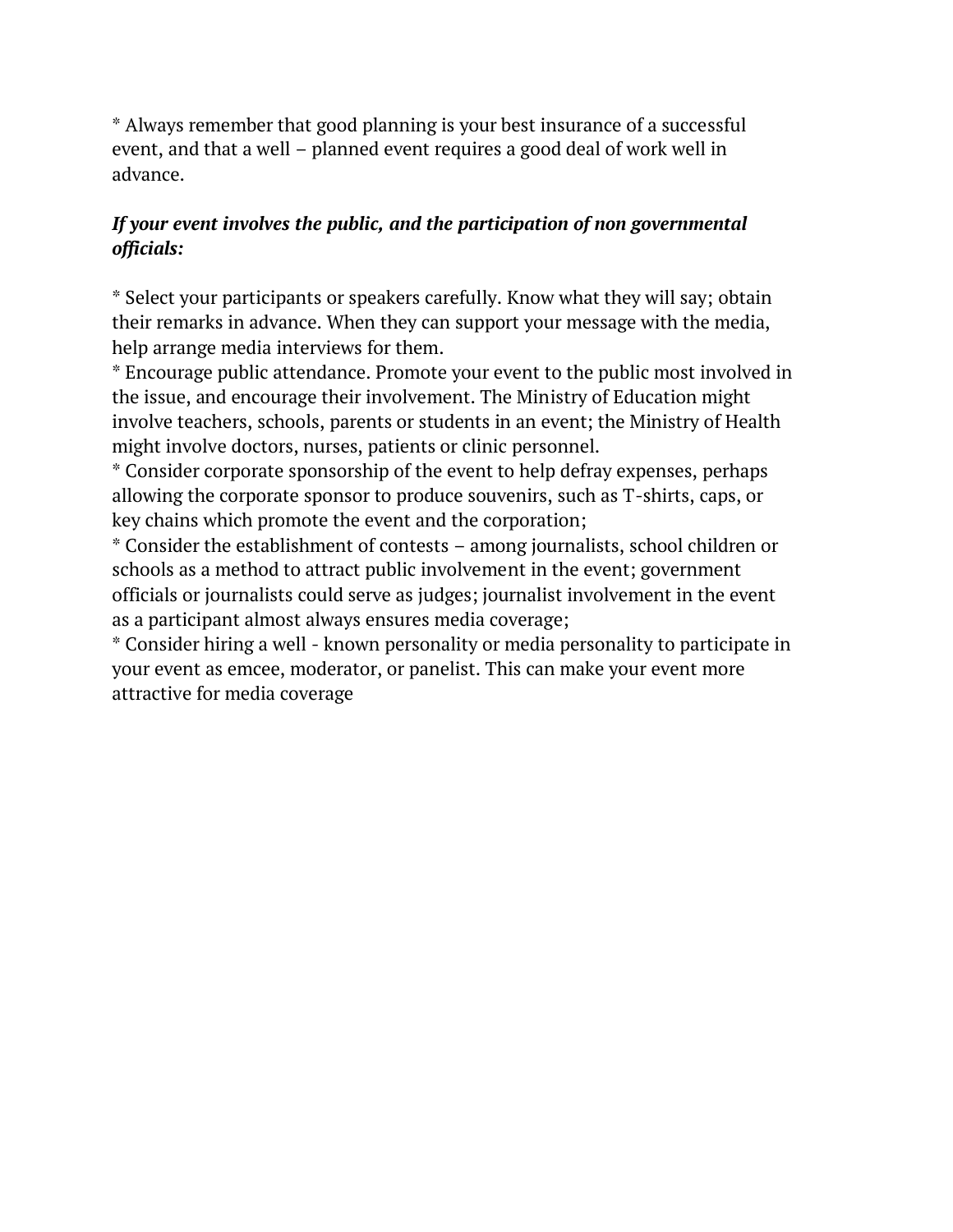* Always remember that good planning is your best insurance of a successful event, and that a well – planned event requires a good deal of work well in advance.

***If your event involves the public, and the participation of non governmental officials:***

* Select your participants or speakers carefully. Know what they will say; obtain their remarks in advance. When they can support your message with the media, help arrange media interviews for them.
* Encourage public attendance. Promote your event to the public most involved in the issue, and encourage their involvement. The Ministry of Education might involve teachers, schools, parents or students in an event; the Ministry of Health might involve doctors, nurses, patients or clinic personnel.
* Consider corporate sponsorship of the event to help defray expenses, perhaps allowing the corporate sponsor to produce souvenirs, such as T-shirts, caps, or key chains which promote the event and the corporation;
* Consider the establishment of contests – among journalists, school children or schools as a method to attract public involvement in the event; government officials or journalists could serve as judges; journalist involvement in the event as a participant almost always ensures media coverage;
* Consider hiring a well - known personality or media personality to participate in your event as emcee, moderator, or panelist. This can make your event more attractive for media coverage